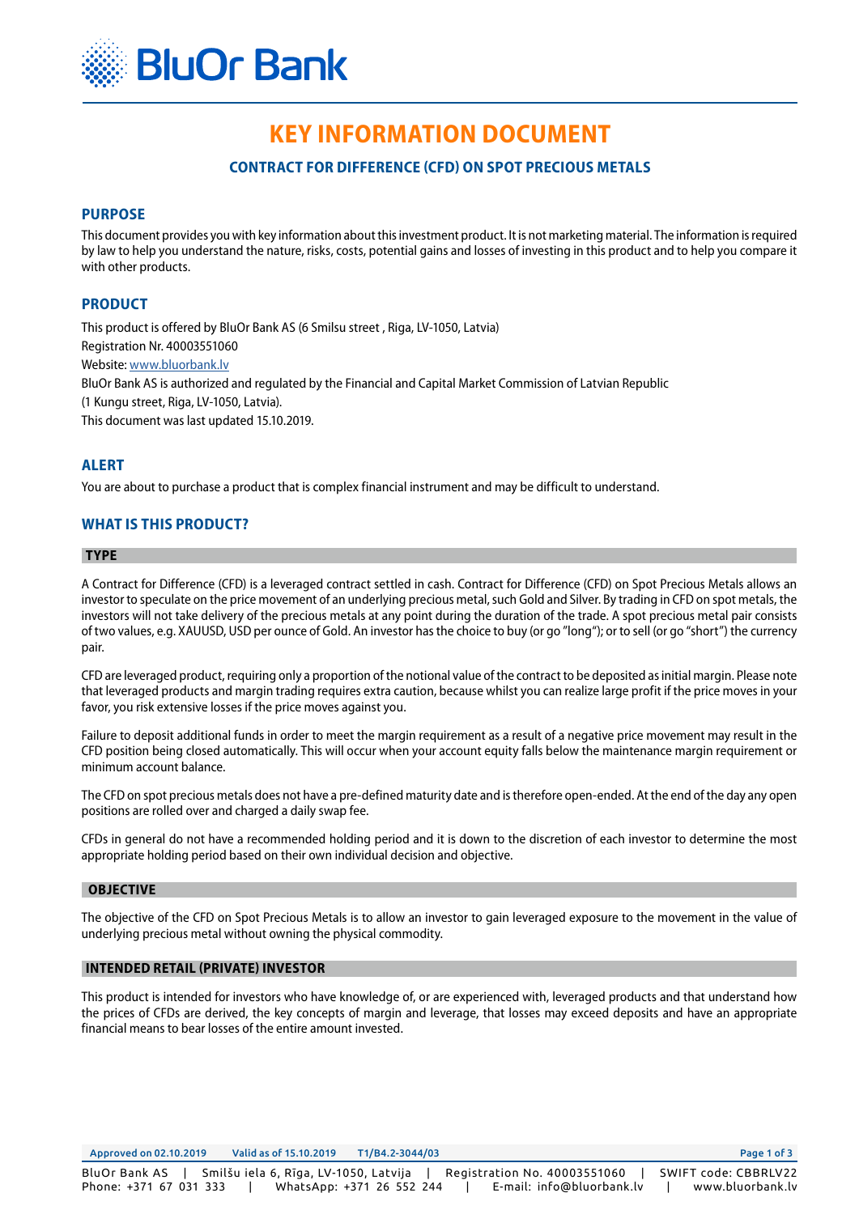# KEY INFORMATION DOCUMENT

## CONTRACT FOR DIFFERENCE (CFD) ON SPOT PRECIOUS METALS

## PURPOSE

This document provides you with key information about this investment product. It is not marketing material. The information is required by law to help you understand the nature, risks, costs, potential gains and losses of investing in this product and to help you compare it with other products.

## PRODUCT

This product is offered by BluOr Bank AS (6 Smilsu street , Riga, LV-1050, Latvia)
Registration Nr. 40003551060
Website: www.bluorbank.lv
BluOr Bank AS is authorized and regulated by the Financial and Capital Market Commission of Latvian Republic (1 Kungu street, Riga, LV-1050, Latvia).
This document was last updated 15.10.2019.

## ALERT

You are about to purchase a product that is complex financial instrument and may be difficult to understand.

## WHAT IS THIS PRODUCT?

### TYPE

A Contract for Difference (CFD) is a leveraged contract settled in cash. Contract for Difference (CFD) on Spot Precious Metals allows an investor to speculate on the price movement of an underlying precious metal, such Gold and Silver. By trading in CFD on spot metals, the investors will not take delivery of the precious metals at any point during the duration of the trade. A spot precious metal pair consists of two values, e.g. XAUUSD, USD per ounce of Gold. An investor has the choice to buy (or go "long"); or to sell (or go "short") the currency pair.

CFD are leveraged product, requiring only a proportion of the notional value of the contract to be deposited as initial margin. Please note that leveraged products and margin trading requires extra caution, because whilst you can realize large profit if the price moves in your favor, you risk extensive losses if the price moves against you.

Failure to deposit additional funds in order to meet the margin requirement as a result of a negative price movement may result in the CFD position being closed automatically. This will occur when your account equity falls below the maintenance margin requirement or minimum account balance.

The CFD on spot precious metals does not have a pre-defined maturity date and is therefore open-ended. At the end of the day any open positions are rolled over and charged a daily swap fee.

CFDs in general do not have a recommended holding period and it is down to the discretion of each investor to determine the most appropriate holding period based on their own individual decision and objective.

### OBJECTIVE

The objective of the CFD on Spot Precious Metals is to allow an investor to gain leveraged exposure to the movement in the value of underlying precious metal without owning the physical commodity.

### INTENDED RETAIL (PRIVATE) INVESTOR

This product is intended for investors who have knowledge of, or are experienced with, leveraged products and that understand how the prices of CFDs are derived, the key concepts of margin and leverage, that losses may exceed deposits and have an appropriate financial means to bear losses of the entire amount invested.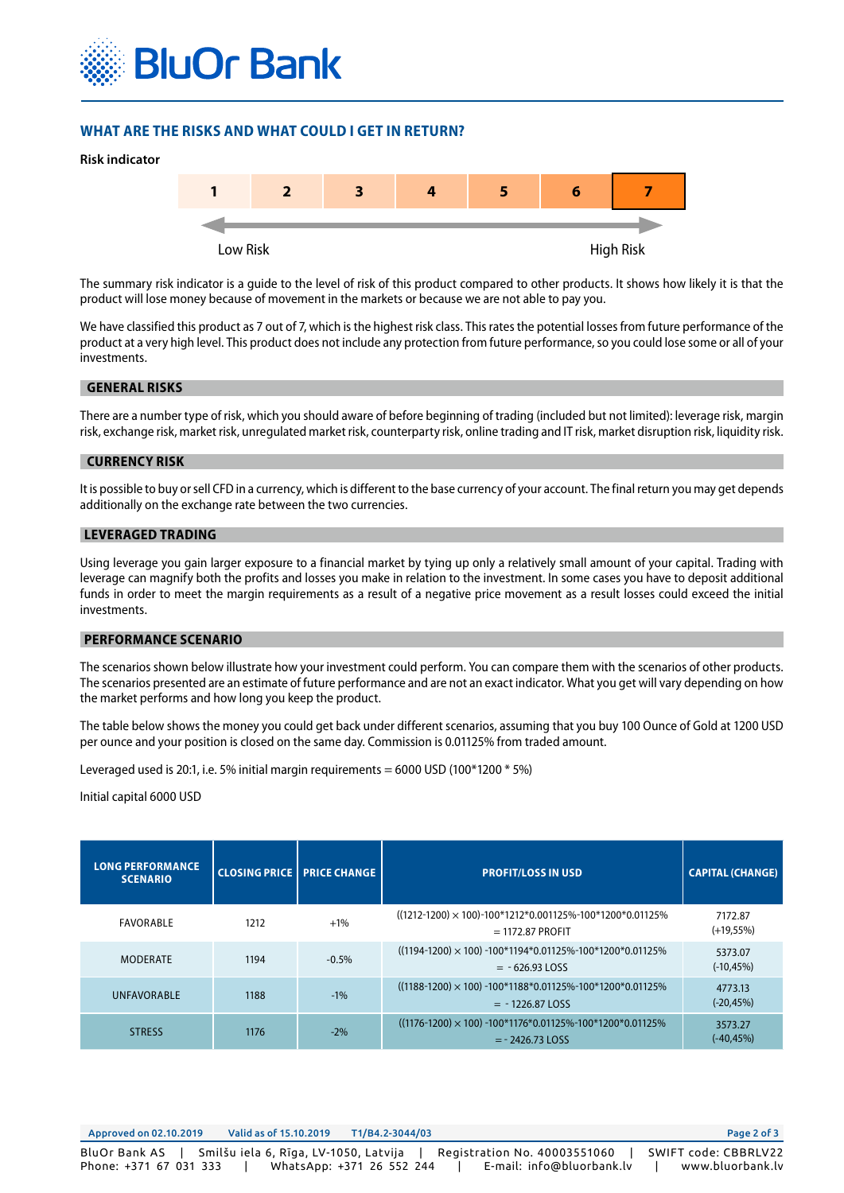## WHAT ARE THE RISKS AND WHAT COULD I GET IN RETURN?

**Risk indicator**

| 1 | 2 | 3 | 4 | 5 | 6 | **7** |
|---|---|---|---|---|---|---|

Low Risk — High Risk

The summary risk indicator is a guide to the level of risk of this product compared to other products. It shows how likely it is that the product will lose money because of movement in the markets or because we are not able to pay you.

We have classified this product as 7 out of 7, which is the highest risk class. This rates the potential losses from future performance of the product at a very high level. This product does not include any protection from future performance, so you could lose some or all of your investments.

### GENERAL RISKS

There are a number type of risk, which you should aware of before beginning of trading (included but not limited): leverage risk, margin risk, exchange risk, market risk, unregulated market risk, counterparty risk, online trading and IT risk, market disruption risk, liquidity risk.

### CURRENCY RISK

It is possible to buy or sell CFD in a currency, which is different to the base currency of your account. The final return you may get depends additionally on the exchange rate between the two currencies.

### LEVERAGED TRADING

Using leverage you gain larger exposure to a financial market by tying up only a relatively small amount of your capital. Trading with leverage can magnify both the profits and losses you make in relation to the investment. In some cases you have to deposit additional funds in order to meet the margin requirements as a result of a negative price movement as a result losses could exceed the initial investments.

### PERFORMANCE SCENARIO

The scenarios shown below illustrate how your investment could perform. You can compare them with the scenarios of other products. The scenarios presented are an estimate of future performance and are not an exact indicator. What you get will vary depending on how the market performs and how long you keep the product.

The table below shows the money you could get back under different scenarios, assuming that you buy 100 Ounce of Gold at 1200 USD per ounce and your position is closed on the same day. Commission is 0.01125% from traded amount.

Leveraged used is 20:1, i.e. 5% initial margin requirements = 6000 USD (100*1200 * 5%)

Initial capital 6000 USD

| LONG PERFORMANCE SCENARIO | CLOSING PRICE | PRICE CHANGE | PROFIT/LOSS IN USD | CAPITAL (CHANGE) |
|---|---|---|---|---|
| FAVORABLE | 1212 | +1% | ((1212-1200) × 100)-100*1212*0.001125%-100*1200*0.01125% = 1172.87 PROFIT | 7172.87 (+19,55%) |
| MODERATE | 1194 | -0.5% | ((1194-1200) × 100) -100*1194*0.01125%-100*1200*0.01125% = - 626.93 LOSS | 5373.07 (-10,45%) |
| UNFAVORABLE | 1188 | -1% | ((1188-1200) × 100) -100*1188*0.01125%-100*1200*0.01125% = - 1226.87 LOSS | 4773.13 (-20,45%) |
| STRESS | 1176 | -2% | ((1176-1200) × 100) -100*1176*0.01125%-100*1200*0.01125% = - 2426.73 LOSS | 3573.27 (-40,45%) |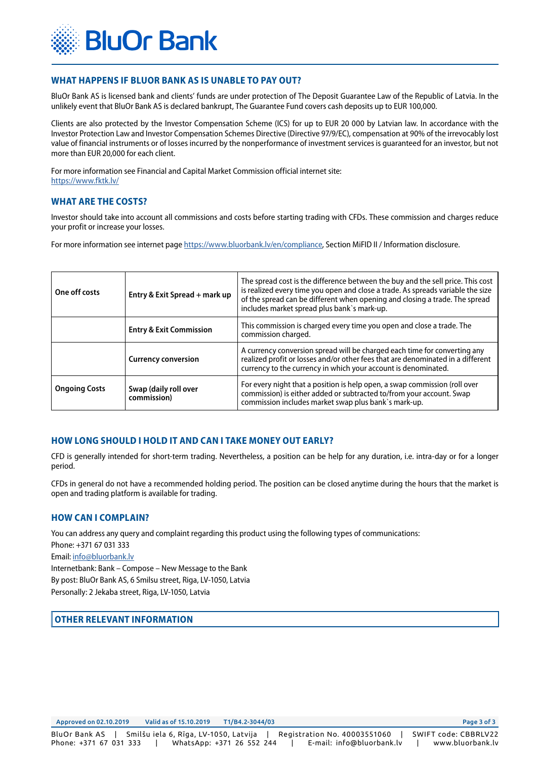## WHAT HAPPENS IF BLUOR BANK AS IS UNABLE TO PAY OUT?

BluOr Bank AS is licensed bank and clients' funds are under protection of The Deposit Guarantee Law of the Republic of Latvia. In the unlikely event that BluOr Bank AS is declared bankrupt, The Guarantee Fund covers cash deposits up to EUR 100,000.

Clients are also protected by the Investor Compensation Scheme (ICS) for up to EUR 20 000 by Latvian law. In accordance with the Investor Protection Law and Investor Compensation Schemes Directive (Directive 97/9/EC), compensation at 90% of the irrevocably lost value of financial instruments or of losses incurred by the nonperformance of investment services is guaranteed for an investor, but not more than EUR 20,000 for each client.

For more information see Financial and Capital Market Commission official internet site:
https://www.fktk.lv/

## WHAT ARE THE COSTS?

Investor should take into account all commissions and costs before starting trading with CFDs. These commission and charges reduce your profit or increase your losses.

For more information see internet page https://www.bluorbank.lv/en/compliance, Section MiFID II / Information disclosure.

| | | |
|---|---|---|
| **One off costs** | **Entry & Exit Spread + mark up** | The spread cost is the difference between the buy and the sell price. This cost is realized every time you open and close a trade. As spreads variable the size of the spread can be different when opening and closing a trade. The spread includes market spread plus bank`s mark-up. |
| | **Entry & Exit Commission** | This commission is charged every time you open and close a trade. The commission charged. |
| | **Currency conversion** | A currency conversion spread will be charged each time for converting any realized profit or losses and/or other fees that are denominated in a different currency to the currency in which your account is denominated. |
| **Ongoing Costs** | **Swap (daily roll over commission)** | For every night that a position is help open, a swap commission (roll over commission) is either added or subtracted to/from your account. Swap commission includes market swap plus bank`s mark-up. |

## HOW LONG SHOULD I HOLD IT AND CAN I TAKE MONEY OUT EARLY?

CFD is generally intended for short-term trading. Nevertheless, a position can be help for any duration, i.e. intra-day or for a longer period.

CFDs in general do not have a recommended holding period. The position can be closed anytime during the hours that the market is open and trading platform is available for trading.

## HOW CAN I COMPLAIN?

You can address any query and complaint regarding this product using the following types of communications:
Phone: +371 67 031 333
Email: info@bluorbank.lv
Internetbank: Bank – Compose – New Message to the Bank
By post: BluOr Bank AS, 6 Smilsu street, Riga, LV-1050, Latvia
Personally: 2 Jekaba street, Riga, LV-1050, Latvia

## OTHER RELEVANT INFORMATION

Approved on 02.10.2019 Valid as of 15.10.2019 T1/B4.2-3044/03